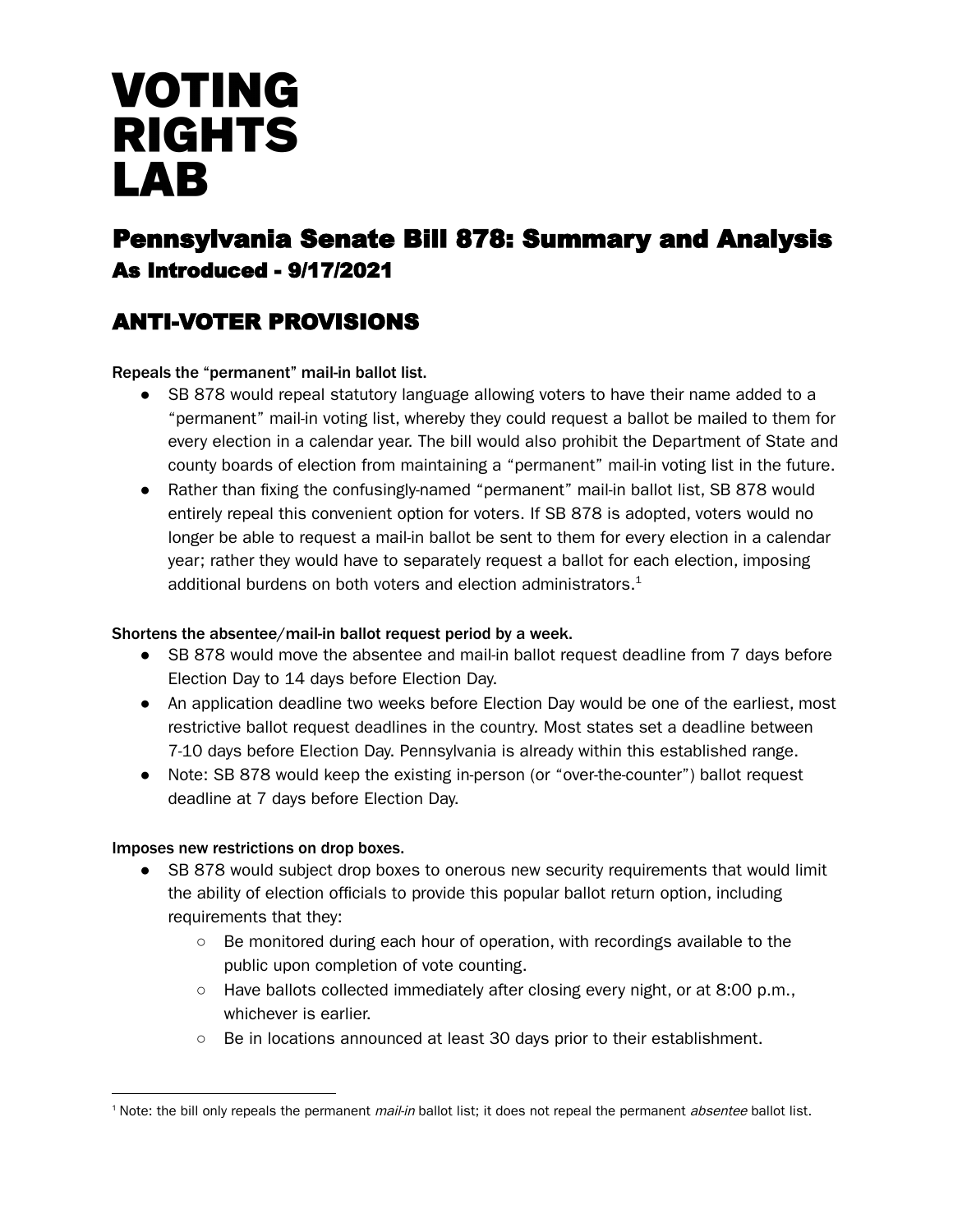# VOTING RIGHTS LAB

## Pennsylvania Senate Bill 878: Summary and Analysis

### As Introduced - 9/17/2021

## ANTI-VOTER PROVISIONS

**Repeals the "permanent" mail-in ballot list.**

- SB 878 would repeal statutory language allowing voters to have their name added to a "permanent" mail-in voting list, whereby they could request a ballot be mailed to them for every election in a calendar year. The bill would also prohibit the Department of State and county boards of election from maintaining a "permanent" mail-in voting list in the future.
- Rather than fixing the confusingly-named "permanent" mail-in ballot list, SB 878 would entirely repeal this convenient option for voters. If SB 878 is adopted, voters would no longer be able to request a mail-in ballot be sent to them for every election in a calendar year; rather they would have to separately request a ballot for each election, imposing additional burdens on both voters and election administrators.[1]

**Shortens the absentee/mail-in ballot request period by a week.**

- SB 878 would move the absentee and mail-in ballot request deadline from 7 days before Election Day to 14 days before Election Day.
- An application deadline two weeks before Election Day would be one of the earliest, most restrictive ballot request deadlines in the country. Most states set a deadline between 7-10 days before Election Day. Pennsylvania is already within this established range.
- Note: SB 878 would keep the existing in-person (or "over-the-counter") ballot request deadline at 7 days before Election Day.

**Imposes new restrictions on drop boxes.**

- SB 878 would subject drop boxes to onerous new security requirements that would limit the ability of election officials to provide this popular ballot return option, including requirements that they:
    - Be monitored during each hour of operation, with recordings available to the public upon completion of vote counting.
    - Have ballots collected immediately after closing every night, or at 8:00 p.m., whichever is earlier.
    - Be in locations announced at least 30 days prior to their establishment.

---

[1] Note: the bill only repeals the permanent *mail-in* ballot list; it does not repeal the permanent *absentee* ballot list.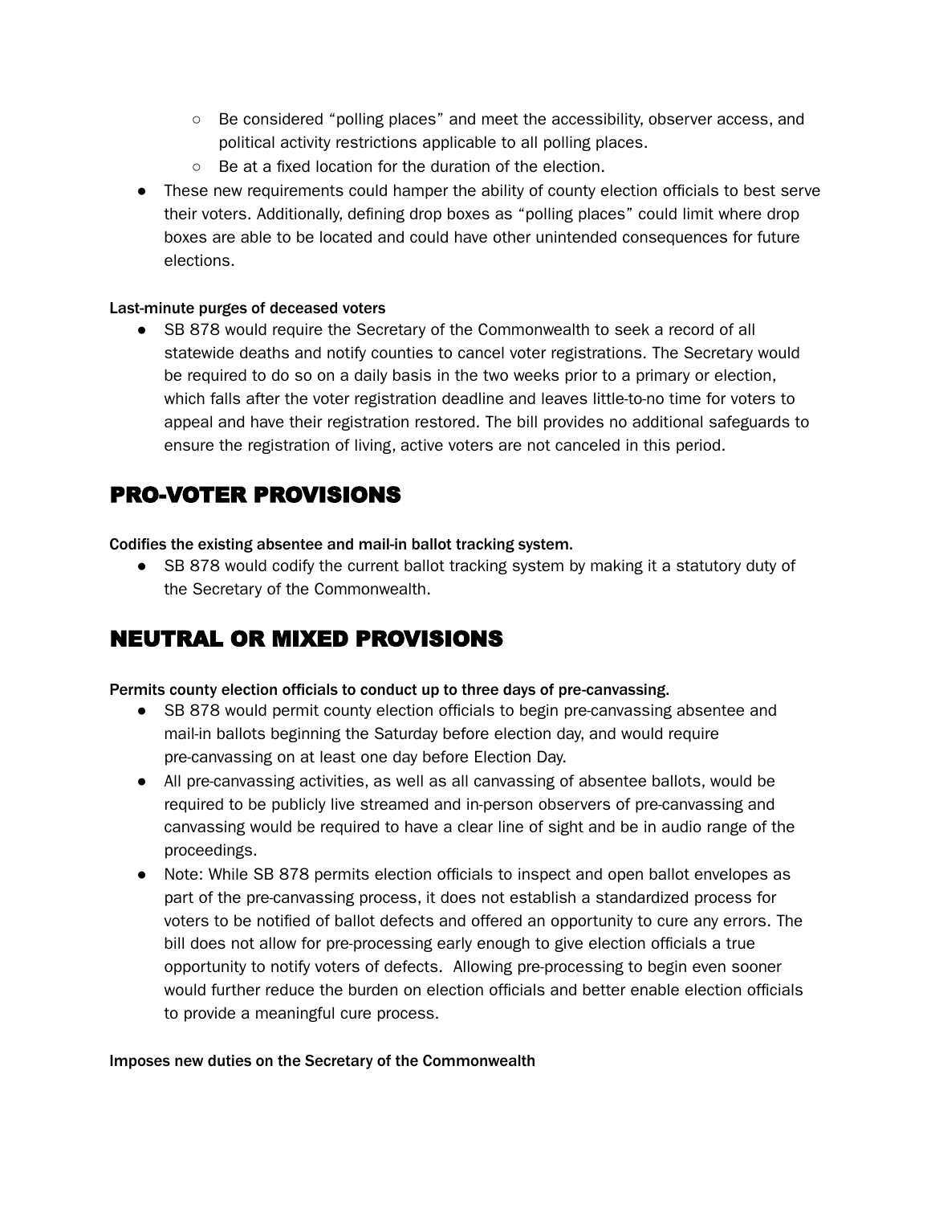- Be considered "polling places" and meet the accessibility, observer access, and political activity restrictions applicable to all polling places.
    - Be at a fixed location for the duration of the election.
- These new requirements could hamper the ability of county election officials to best serve their voters. Additionally, defining drop boxes as "polling places" could limit where drop boxes are able to be located and could have other unintended consequences for future elections.

**Last-minute purges of deceased voters**

- SB 878 would require the Secretary of the Commonwealth to seek a record of all statewide deaths and notify counties to cancel voter registrations. The Secretary would be required to do so on a daily basis in the two weeks prior to a primary or election, which falls after the voter registration deadline and leaves little-to-no time for voters to appeal and have their registration restored. The bill provides no additional safeguards to ensure the registration of living, active voters are not canceled in this period.

## PRO-VOTER PROVISIONS

**Codifies the existing absentee and mail-in ballot tracking system.**

- SB 878 would codify the current ballot tracking system by making it a statutory duty of the Secretary of the Commonwealth.

## NEUTRAL OR MIXED PROVISIONS

**Permits county election officials to conduct up to three days of pre-canvassing.**

- SB 878 would permit county election officials to begin pre-canvassing absentee and mail-in ballots beginning the Saturday before election day, and would require pre-canvassing on at least one day before Election Day.
- All pre-canvassing activities, as well as all canvassing of absentee ballots, would be required to be publicly live streamed and in-person observers of pre-canvassing and canvassing would be required to have a clear line of sight and be in audio range of the proceedings.
- Note: While SB 878 permits election officials to inspect and open ballot envelopes as part of the pre-canvassing process, it does not establish a standardized process for voters to be notified of ballot defects and offered an opportunity to cure any errors. The bill does not allow for pre-processing early enough to give election officials a true opportunity to notify voters of defects. Allowing pre-processing to begin even sooner would further reduce the burden on election officials and better enable election officials to provide a meaningful cure process.

**Imposes new duties on the Secretary of the Commonwealth**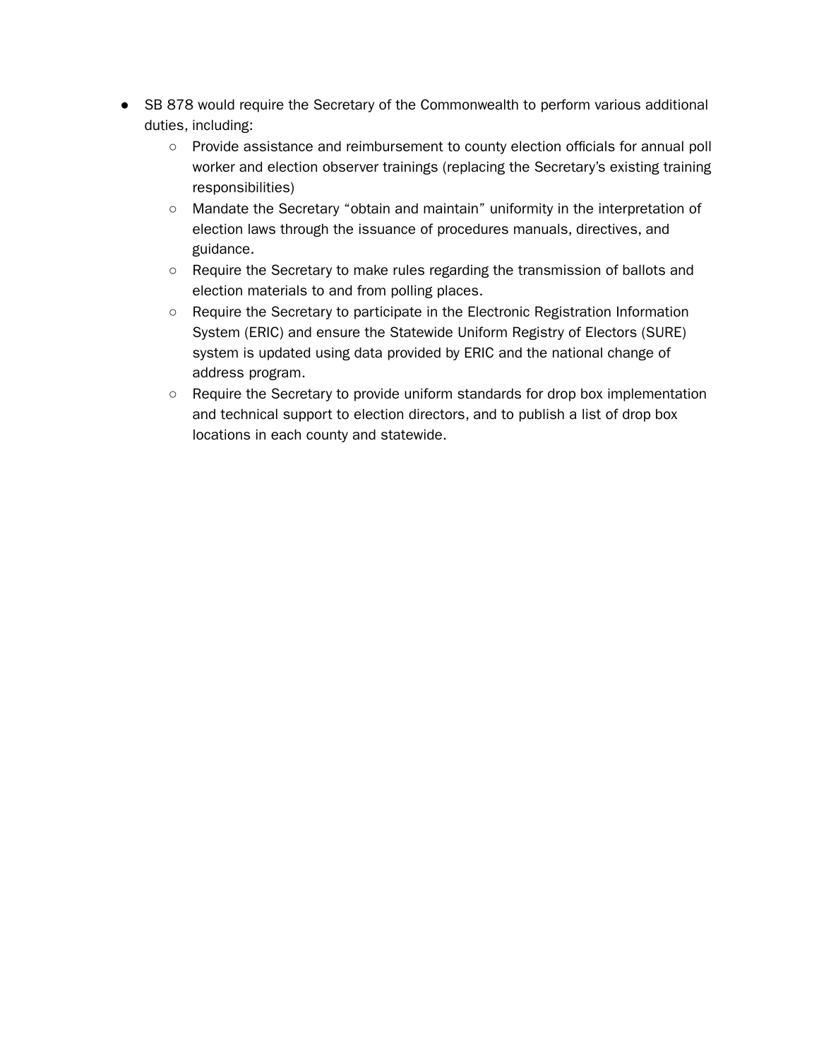- SB 878 would require the Secretary of the Commonwealth to perform various additional duties, including:
  - Provide assistance and reimbursement to county election officials for annual poll worker and election observer trainings (replacing the Secretary's existing training responsibilities)
  - Mandate the Secretary "obtain and maintain" uniformity in the interpretation of election laws through the issuance of procedures manuals, directives, and guidance.
  - Require the Secretary to make rules regarding the transmission of ballots and election materials to and from polling places.
  - Require the Secretary to participate in the Electronic Registration Information System (ERIC) and ensure the Statewide Uniform Registry of Electors (SURE) system is updated using data provided by ERIC and the national change of address program.
  - Require the Secretary to provide uniform standards for drop box implementation and technical support to election directors, and to publish a list of drop box locations in each county and statewide.